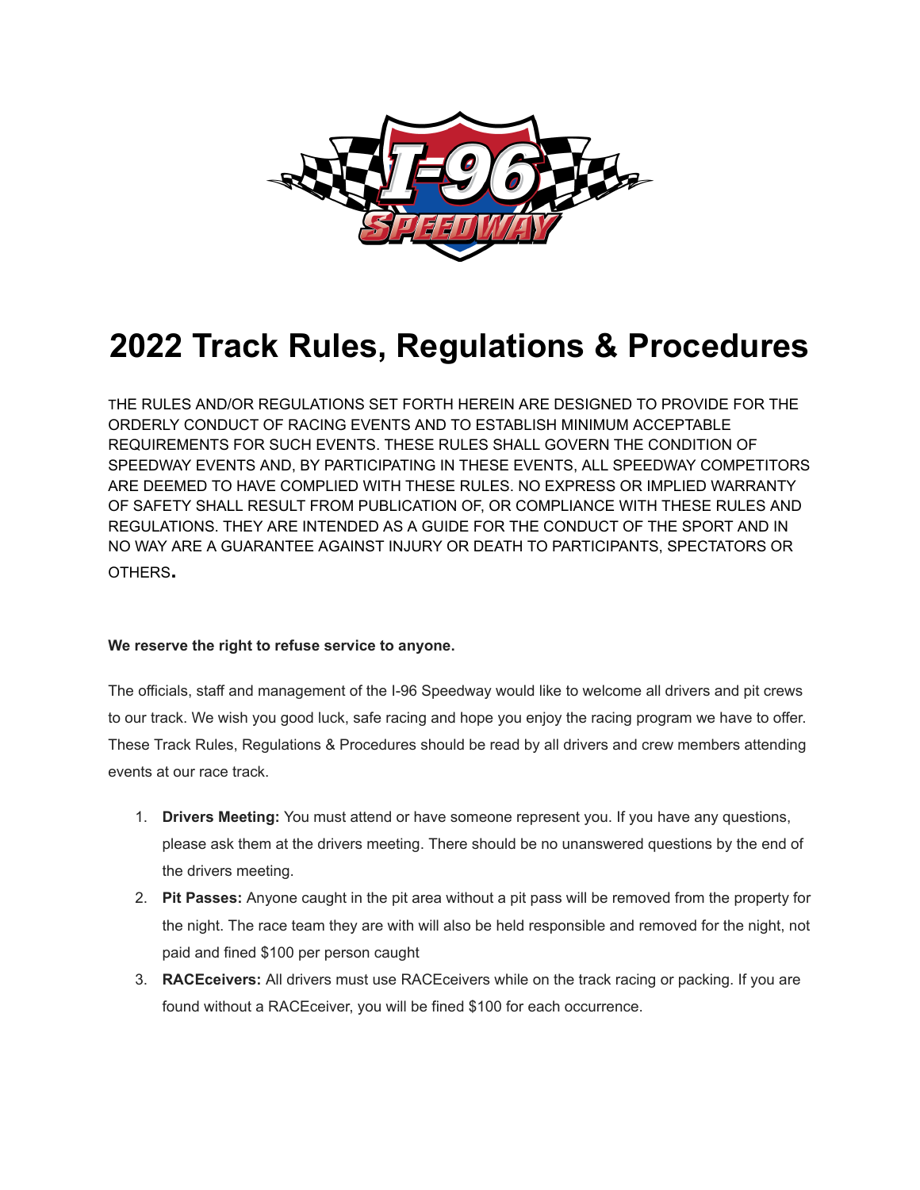# 2022 Track Rules, Regulations & Procedures

THE RULES AND/OR REGULATIONS SET FORTH HEREIN ARE DESIGNED TO PROVIDE FOR THE ORDERLY CONDUCT OF RACING EVENTS AND TO ESTABLISH MINIMUM ACCEPTABLE REQUIREMENTS FOR SUCH EVENTS. THESE RULES SHALL GOVERN THE CONDITION OF SPEEDWAY EVENTS AND, BY PARTICIPATING IN THESE EVENTS, ALL SPEEDWAY COMPETITORS ARE DEEMED TO HAVE COMPLIED WITH THESE RULES. NO EXPRESS OR IMPLIED WARRANTY OF SAFETY SHALL RESULT FROM PUBLICATION OF, OR COMPLIANCE WITH THESE RULES AND REGULATIONS. THEY ARE INTENDED AS A GUIDE FOR THE CONDUCT OF THE SPORT AND IN NO WAY ARE A GUARANTEE AGAINST INJURY OR DEATH TO PARTICIPANTS, SPECTATORS OR OTHERS.

**We reserve the right to refuse service to anyone.**

The officials, staff and management of the I-96 Speedway would like to welcome all drivers and pit crews to our track. We wish you good luck, safe racing and hope you enjoy the racing program we have to offer. These Track Rules, Regulations & Procedures should be read by all drivers and crew members attending events at our race track.

1. **Drivers Meeting:** You must attend or have someone represent you. If you have any questions, please ask them at the drivers meeting. There should be no unanswered questions by the end of the drivers meeting.
2. **Pit Passes:** Anyone caught in the pit area without a pit pass will be removed from the property for the night. The race team they are with will also be held responsible and removed for the night, not paid and fined $100 per person caught
3. **RACEceivers:** All drivers must use RACEceivers while on the track racing or packing. If you are found without a RACEceiver, you will be fined $100 for each occurrence.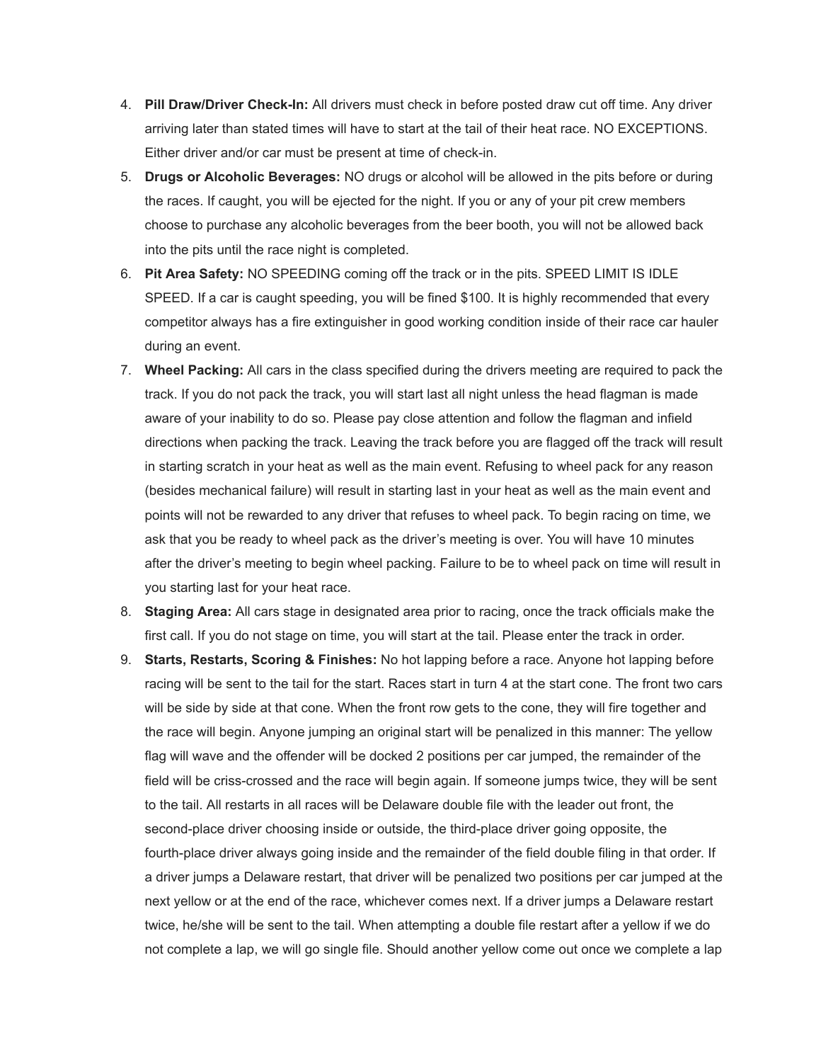4. **Pill Draw/Driver Check-In:** All drivers must check in before posted draw cut off time. Any driver arriving later than stated times will have to start at the tail of their heat race. NO EXCEPTIONS. Either driver and/or car must be present at time of check-in.
5. **Drugs or Alcoholic Beverages:** NO drugs or alcohol will be allowed in the pits before or during the races. If caught, you will be ejected for the night. If you or any of your pit crew members choose to purchase any alcoholic beverages from the beer booth, you will not be allowed back into the pits until the race night is completed.
6. **Pit Area Safety:** NO SPEEDING coming off the track or in the pits. SPEED LIMIT IS IDLE SPEED. If a car is caught speeding, you will be fined $100. It is highly recommended that every competitor always has a fire extinguisher in good working condition inside of their race car hauler during an event.
7. **Wheel Packing:** All cars in the class specified during the drivers meeting are required to pack the track. If you do not pack the track, you will start last all night unless the head flagman is made aware of your inability to do so. Please pay close attention and follow the flagman and infield directions when packing the track. Leaving the track before you are flagged off the track will result in starting scratch in your heat as well as the main event. Refusing to wheel pack for any reason (besides mechanical failure) will result in starting last in your heat as well as the main event and points will not be rewarded to any driver that refuses to wheel pack. To begin racing on time, we ask that you be ready to wheel pack as the driver's meeting is over. You will have 10 minutes after the driver's meeting to begin wheel packing. Failure to be to wheel pack on time will result in you starting last for your heat race.
8. **Staging Area:** All cars stage in designated area prior to racing, once the track officials make the first call. If you do not stage on time, you will start at the tail. Please enter the track in order.
9. **Starts, Restarts, Scoring & Finishes:** No hot lapping before a race. Anyone hot lapping before racing will be sent to the tail for the start. Races start in turn 4 at the start cone. The front two cars will be side by side at that cone. When the front row gets to the cone, they will fire together and the race will begin. Anyone jumping an original start will be penalized in this manner: The yellow flag will wave and the offender will be docked 2 positions per car jumped, the remainder of the field will be criss-crossed and the race will begin again. If someone jumps twice, they will be sent to the tail. All restarts in all races will be Delaware double file with the leader out front, the second-place driver choosing inside or outside, the third-place driver going opposite, the fourth-place driver always going inside and the remainder of the field double filing in that order. If a driver jumps a Delaware restart, that driver will be penalized two positions per car jumped at the next yellow or at the end of the race, whichever comes next. If a driver jumps a Delaware restart twice, he/she will be sent to the tail. When attempting a double file restart after a yellow if we do not complete a lap, we will go single file. Should another yellow come out once we complete a lap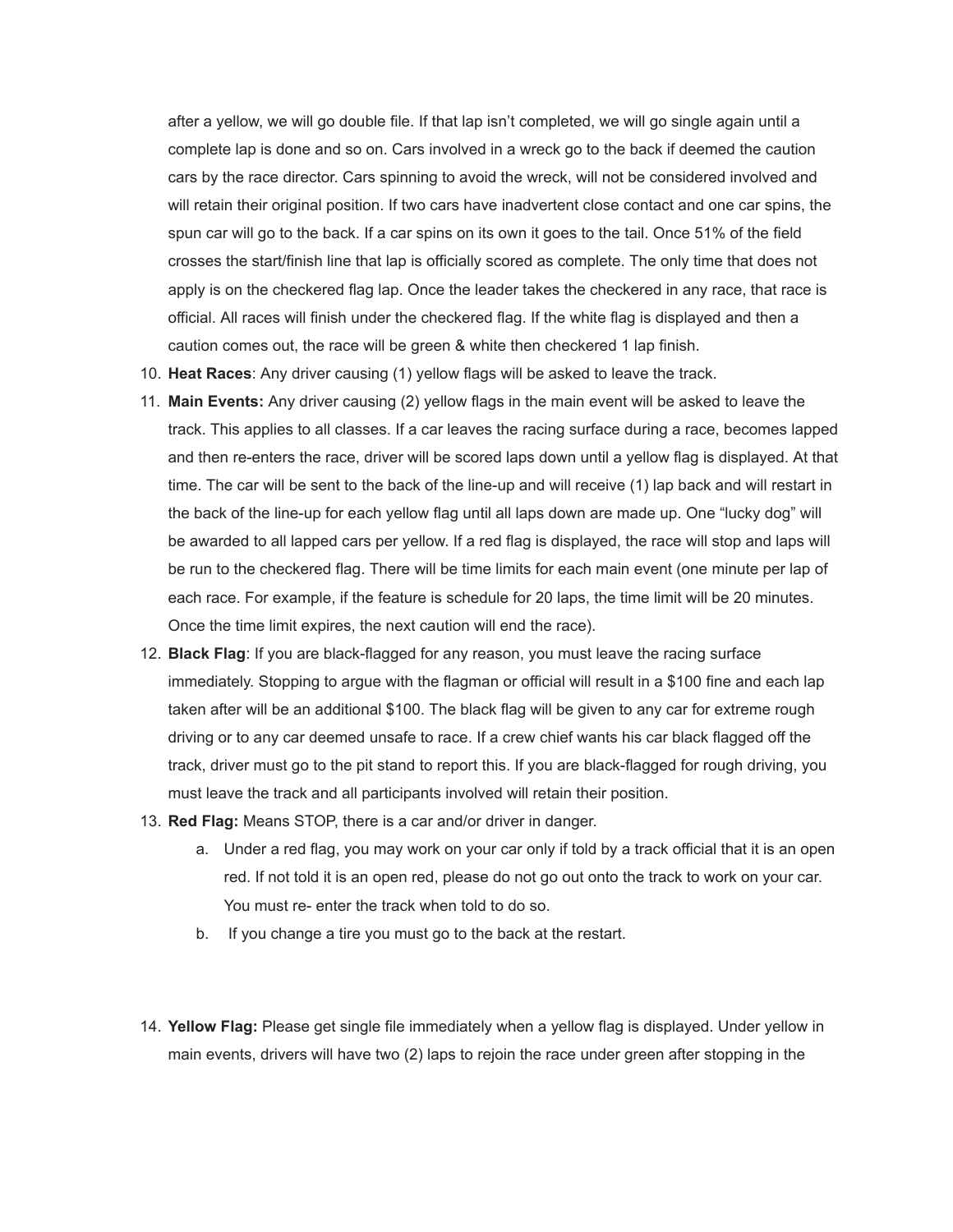after a yellow, we will go double file. If that lap isn't completed, we will go single again until a complete lap is done and so on. Cars involved in a wreck go to the back if deemed the caution cars by the race director. Cars spinning to avoid the wreck, will not be considered involved and will retain their original position. If two cars have inadvertent close contact and one car spins, the spun car will go to the back. If a car spins on its own it goes to the tail. Once 51% of the field crosses the start/finish line that lap is officially scored as complete. The only time that does not apply is on the checkered flag lap. Once the leader takes the checkered in any race, that race is official. All races will finish under the checkered flag. If the white flag is displayed and then a caution comes out, the race will be green & white then checkered 1 lap finish.

10. **Heat Races**: Any driver causing (1) yellow flags will be asked to leave the track.
11. **Main Events:** Any driver causing (2) yellow flags in the main event will be asked to leave the track. This applies to all classes. If a car leaves the racing surface during a race, becomes lapped and then re-enters the race, driver will be scored laps down until a yellow flag is displayed. At that time. The car will be sent to the back of the line-up and will receive (1) lap back and will restart in the back of the line-up for each yellow flag until all laps down are made up. One "lucky dog" will be awarded to all lapped cars per yellow. If a red flag is displayed, the race will stop and laps will be run to the checkered flag. There will be time limits for each main event (one minute per lap of each race. For example, if the feature is schedule for 20 laps, the time limit will be 20 minutes. Once the time limit expires, the next caution will end the race).
12. **Black Flag**: If you are black-flagged for any reason, you must leave the racing surface immediately. Stopping to argue with the flagman or official will result in a $100 fine and each lap taken after will be an additional $100. The black flag will be given to any car for extreme rough driving or to any car deemed unsafe to race. If a crew chief wants his car black flagged off the track, driver must go to the pit stand to report this. If you are black-flagged for rough driving, you must leave the track and all participants involved will retain their position.
13. **Red Flag:** Means STOP, there is a car and/or driver in danger.
    a. Under a red flag, you may work on your car only if told by a track official that it is an open red. If not told it is an open red, please do not go out onto the track to work on your car. You must re- enter the track when told to do so.
    b. If you change a tire you must go to the back at the restart.

14. **Yellow Flag:** Please get single file immediately when a yellow flag is displayed. Under yellow in main events, drivers will have two (2) laps to rejoin the race under green after stopping in the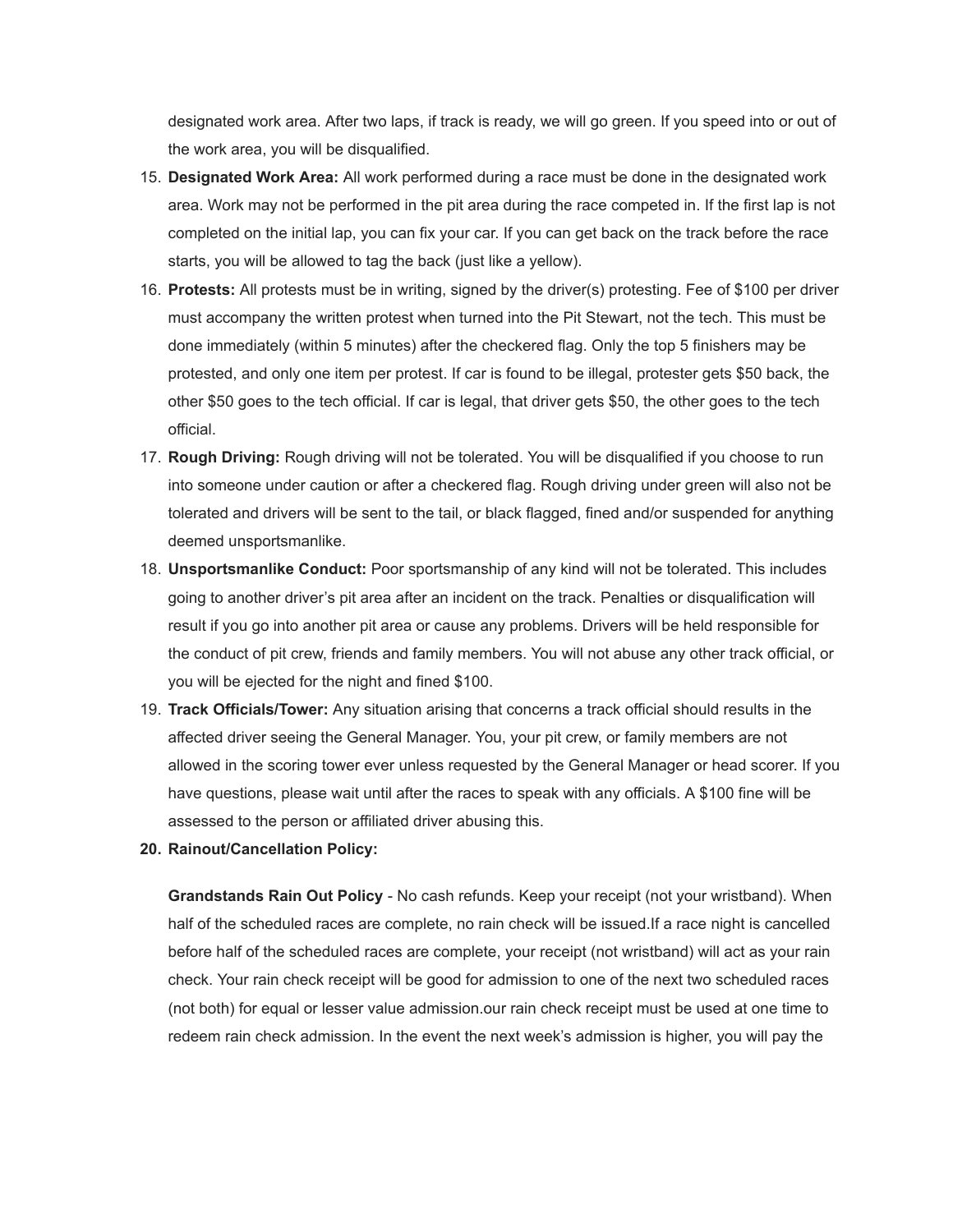designated work area. After two laps, if track is ready, we will go green. If you speed into or out of the work area, you will be disqualified.

15. **Designated Work Area:** All work performed during a race must be done in the designated work area. Work may not be performed in the pit area during the race competed in. If the first lap is not completed on the initial lap, you can fix your car. If you can get back on the track before the race starts, you will be allowed to tag the back (just like a yellow).
16. **Protests:** All protests must be in writing, signed by the driver(s) protesting. Fee of $100 per driver must accompany the written protest when turned into the Pit Stewart, not the tech. This must be done immediately (within 5 minutes) after the checkered flag. Only the top 5 finishers may be protested, and only one item per protest. If car is found to be illegal, protester gets $50 back, the other $50 goes to the tech official. If car is legal, that driver gets $50, the other goes to the tech official.
17. **Rough Driving:** Rough driving will not be tolerated. You will be disqualified if you choose to run into someone under caution or after a checkered flag. Rough driving under green will also not be tolerated and drivers will be sent to the tail, or black flagged, fined and/or suspended for anything deemed unsportsmanlike.
18. **Unsportsmanlike Conduct:** Poor sportsmanship of any kind will not be tolerated. This includes going to another driver's pit area after an incident on the track. Penalties or disqualification will result if you go into another pit area or cause any problems. Drivers will be held responsible for the conduct of pit crew, friends and family members. You will not abuse any other track official, or you will be ejected for the night and fined $100.
19. **Track Officials/Tower:** Any situation arising that concerns a track official should results in the affected driver seeing the General Manager. You, your pit crew, or family members are not allowed in the scoring tower ever unless requested by the General Manager or head scorer. If you have questions, please wait until after the races to speak with any officials. A $100 fine will be assessed to the person or affiliated driver abusing this.
20. **Rainout/Cancellation Policy:**

    **Grandstands Rain Out Policy** - No cash refunds. Keep your receipt (not your wristband). When half of the scheduled races are complete, no rain check will be issued.If a race night is cancelled before half of the scheduled races are complete, your receipt (not wristband) will act as your rain check. Your rain check receipt will be good for admission to one of the next two scheduled races (not both) for equal or lesser value admission.our rain check receipt must be used at one time to redeem rain check admission. In the event the next week's admission is higher, you will pay the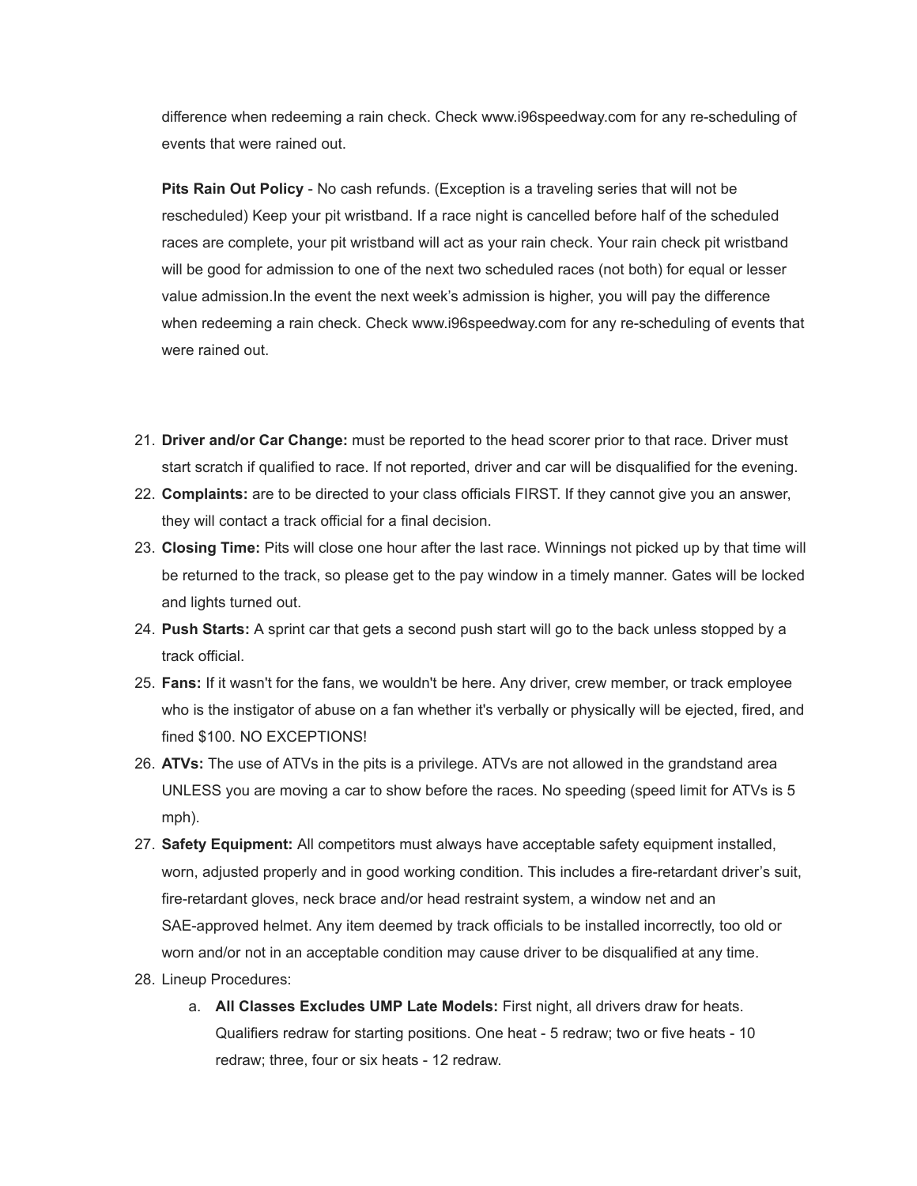difference when redeeming a rain check. Check www.i96speedway.com for any re-scheduling of events that were rained out.

**Pits Rain Out Policy** - No cash refunds. (Exception is a traveling series that will not be rescheduled) Keep your pit wristband. If a race night is cancelled before half of the scheduled races are complete, your pit wristband will act as your rain check. Your rain check pit wristband will be good for admission to one of the next two scheduled races (not both) for equal or lesser value admission.In the event the next week's admission is higher, you will pay the difference when redeeming a rain check. Check www.i96speedway.com for any re-scheduling of events that were rained out.

21. **Driver and/or Car Change:** must be reported to the head scorer prior to that race. Driver must start scratch if qualified to race. If not reported, driver and car will be disqualified for the evening.
22. **Complaints:** are to be directed to your class officials FIRST. If they cannot give you an answer, they will contact a track official for a final decision.
23. **Closing Time:** Pits will close one hour after the last race. Winnings not picked up by that time will be returned to the track, so please get to the pay window in a timely manner. Gates will be locked and lights turned out.
24. **Push Starts:** A sprint car that gets a second push start will go to the back unless stopped by a track official.
25. **Fans:** If it wasn't for the fans, we wouldn't be here. Any driver, crew member, or track employee who is the instigator of abuse on a fan whether it's verbally or physically will be ejected, fired, and fined $100. NO EXCEPTIONS!
26. **ATVs:** The use of ATVs in the pits is a privilege. ATVs are not allowed in the grandstand area UNLESS you are moving a car to show before the races. No speeding (speed limit for ATVs is 5 mph).
27. **Safety Equipment:** All competitors must always have acceptable safety equipment installed, worn, adjusted properly and in good working condition. This includes a fire-retardant driver's suit, fire-retardant gloves, neck brace and/or head restraint system, a window net and an SAE-approved helmet. Any item deemed by track officials to be installed incorrectly, too old or worn and/or not in an acceptable condition may cause driver to be disqualified at any time.
28. Lineup Procedures:
    a. **All Classes Excludes UMP Late Models:** First night, all drivers draw for heats. Qualifiers redraw for starting positions. One heat - 5 redraw; two or five heats - 10 redraw; three, four or six heats - 12 redraw.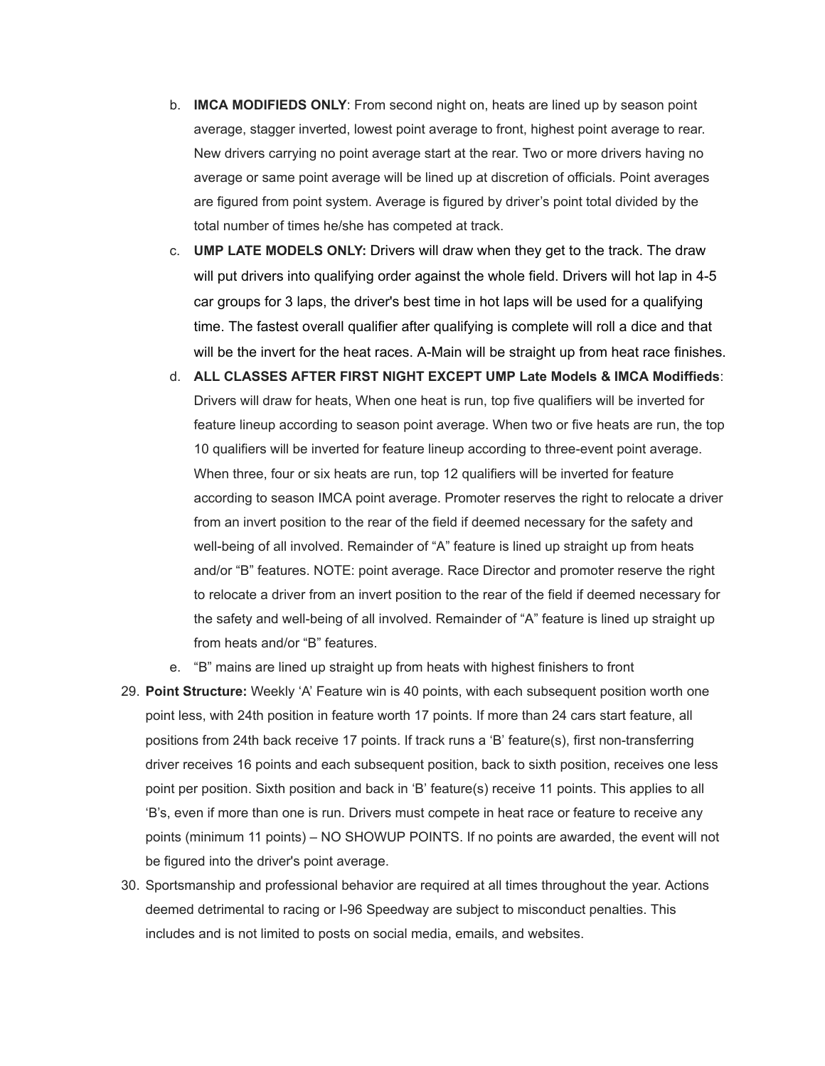b. **IMCA MODIFIEDS ONLY**: From second night on, heats are lined up by season point average, stagger inverted, lowest point average to front, highest point average to rear. New drivers carrying no point average start at the rear. Two or more drivers having no average or same point average will be lined up at discretion of officials. Point averages are figured from point system. Average is figured by driver's point total divided by the total number of times he/she has competed at track.

c. **UMP LATE MODELS ONLY:** Drivers will draw when they get to the track. The draw will put drivers into qualifying order against the whole field. Drivers will hot lap in 4-5 car groups for 3 laps, the driver's best time in hot laps will be used for a qualifying time. The fastest overall qualifier after qualifying is complete will roll a dice and that will be the invert for the heat races. A-Main will be straight up from heat race finishes.

d. **ALL CLASSES AFTER FIRST NIGHT EXCEPT UMP Late Models & IMCA Modiffieds**: Drivers will draw for heats, When one heat is run, top five qualifiers will be inverted for feature lineup according to season point average. When two or five heats are run, the top 10 qualifiers will be inverted for feature lineup according to three-event point average. When three, four or six heats are run, top 12 qualifiers will be inverted for feature according to season IMCA point average. Promoter reserves the right to relocate a driver from an invert position to the rear of the field if deemed necessary for the safety and well-being of all involved. Remainder of "A" feature is lined up straight up from heats and/or "B" features. NOTE: point average. Race Director and promoter reserve the right to relocate a driver from an invert position to the rear of the field if deemed necessary for the safety and well-being of all involved. Remainder of "A" feature is lined up straight up from heats and/or "B" features.

e. "B" mains are lined up straight up from heats with highest finishers to front

29. **Point Structure:** Weekly 'A' Feature win is 40 points, with each subsequent position worth one point less, with 24th position in feature worth 17 points. If more than 24 cars start feature, all positions from 24th back receive 17 points. If track runs a 'B' feature(s), first non-transferring driver receives 16 points and each subsequent position, back to sixth position, receives one less point per position. Sixth position and back in 'B' feature(s) receive 11 points. This applies to all 'B's, even if more than one is run. Drivers must compete in heat race or feature to receive any points (minimum 11 points) – NO SHOWUP POINTS. If no points are awarded, the event will not be figured into the driver's point average.

30. Sportsmanship and professional behavior are required at all times throughout the year. Actions deemed detrimental to racing or I-96 Speedway are subject to misconduct penalties. This includes and is not limited to posts on social media, emails, and websites.